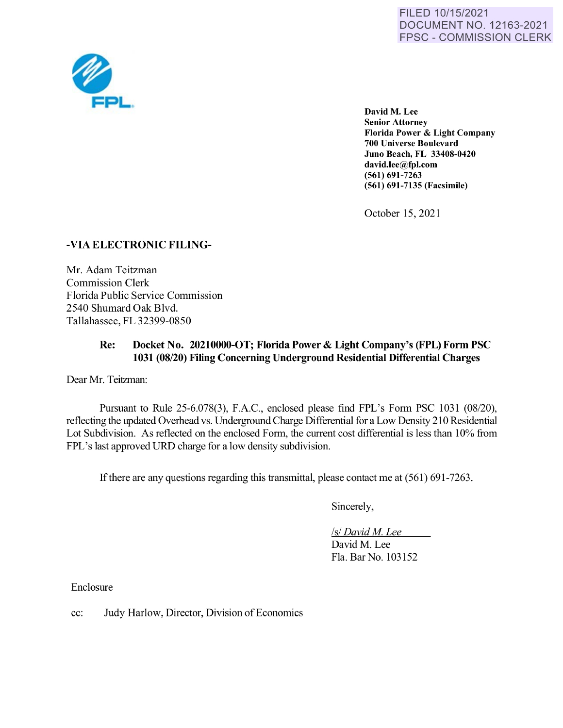FILED 10/15/2021
DOCUMENT NO. 12163-2021
FPSC - COMMISSION CLERK

FPL

**David M. Lee**
**Senior Attorney**
**Florida Power & Light Company**
**700 Universe Boulevard**
**Juno Beach, FL 33408-0420**
**david.lee@fpl.com**
**(561) 691-7263**
**(561) 691-7135 (Facsimile)**

October 15, 2021

**-VIA ELECTRONIC FILING-**

Mr. Adam Teitzman
Commission Clerk
Florida Public Service Commission
2540 Shumard Oak Blvd.
Tallahassee, FL 32399-0850

**Re: Docket No. 20210000-OT; Florida Power & Light Company's (FPL) Form PSC 1031 (08/20) Filing Concerning Underground Residential Differential Charges**

Dear Mr. Teitzman:

Pursuant to Rule 25-6.078(3), F.A.C., enclosed please find FPL's Form PSC 1031 (08/20), reflecting the updated Overhead vs. Underground Charge Differential for a Low Density 210 Residential Lot Subdivision. As reflected on the enclosed Form, the current cost differential is less than 10% from FPL's last approved URD charge for a low density subdivision.

If there are any questions regarding this transmittal, please contact me at (561) 691-7263.

Sincerely,

/s/ *David M. Lee*
David M. Lee
Fla. Bar No. 103152

Enclosure

cc: Judy Harlow, Director, Division of Economics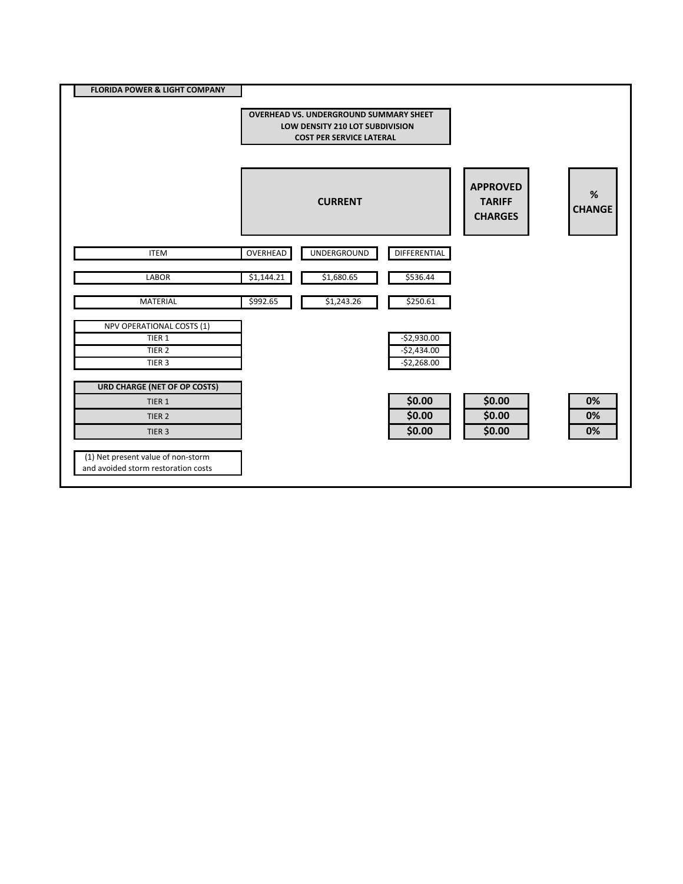**FLORIDA POWER & LIGHT COMPANY**

**OVERHEAD VS. UNDERGROUND SUMMARY SHEET**
**LOW DENSITY 210 LOT SUBDIVISION**
**COST PER SERVICE LATERAL**

| | CURRENT | | | APPROVED TARIFF CHARGES | % CHANGE |
|---|---|---|---|---|---|
| ITEM | OVERHEAD | UNDERGROUND | DIFFERENTIAL | | |
| LABOR | $1,144.21 | $1,680.65 | $536.44 | | |
| MATERIAL | $992.65 | $1,243.26 | $250.61 | | |
| NPV OPERATIONAL COSTS (1) | | | | | |
| TIER 1 | | | -$2,930.00 | | |
| TIER 2 | | | -$2,434.00 | | |
| TIER 3 | | | -$2,268.00 | | |
| **URD CHARGE (NET OF OP COSTS)** | | | | | |
| TIER 1 | | | **$0.00** | **$0.00** | **0%** |
| TIER 2 | | | **$0.00** | **$0.00** | **0%** |
| TIER 3 | | | **$0.00** | **$0.00** | **0%** |

(1) Net present value of non-storm and avoided storm restoration costs